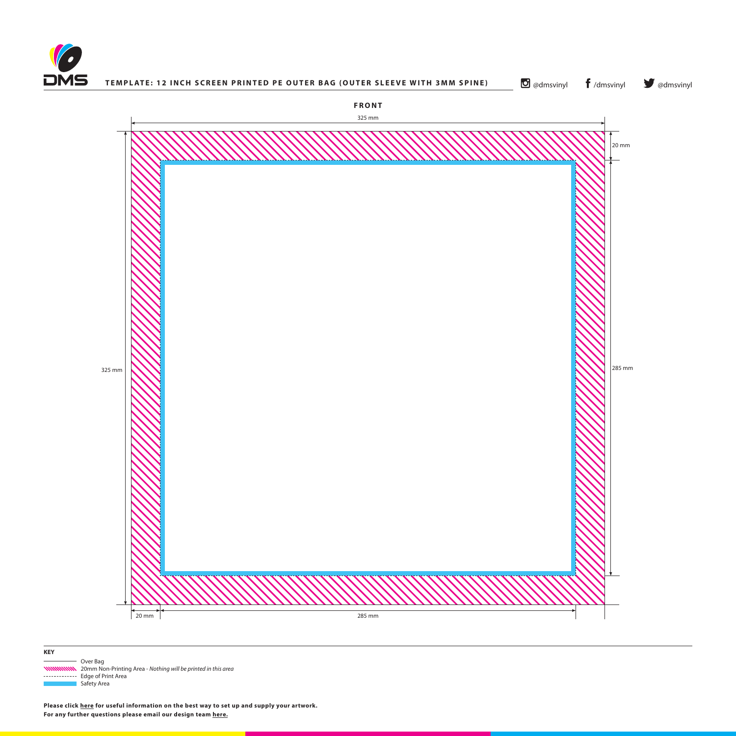DMS

**TEMPLATE: 12 INCH SCREEN PRINTED PE OUTER BAG (OUTER SLEEVE WITH 3MM SPINE)**

@dmsvinyl /dmsvinyl @dmsvinyl

**FRONT**

325 mm

20 mm

325 mm

285 mm

20 mm

285 mm

**KEY**

- Over Bag
- 20mm Non-Printing Area - *Nothing will be printed in this area*
- Edge of Print Area
- Safety Area

**Please click here for useful information on the best way to set up and supply your artwork.**
**For any further questions please email our design team here.**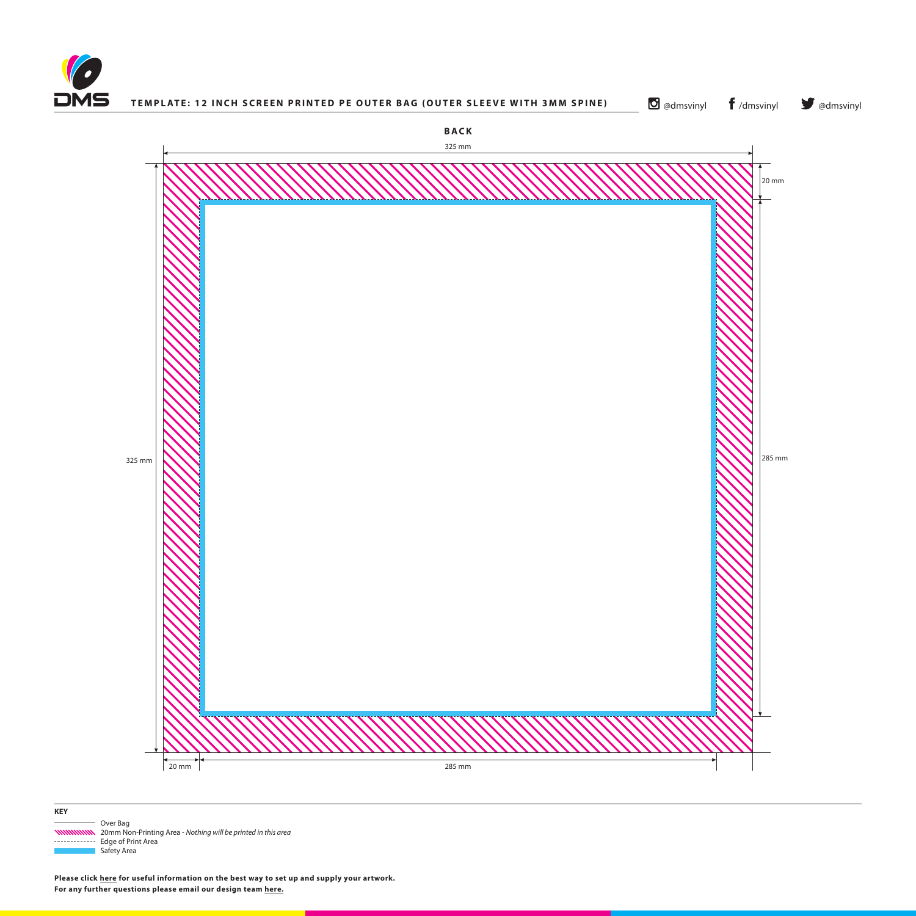**TEMPLATE: 12 INCH SCREEN PRINTED PE OUTER BAG (OUTER SLEEVE WITH 3MM SPINE)**

@dmsvinyl /dmsvinyl @dmsvinyl

**BACK**

325 mm

20 mm

325 mm

285 mm

20 mm

285 mm

**KEY**

Over Bag

20mm Non-Printing Area - *Nothing will be printed in this area*

Edge of Print Area

Safety Area

**Please click here for useful information on the best way to set up and supply your artwork.**
**For any further questions please email our design team here.**